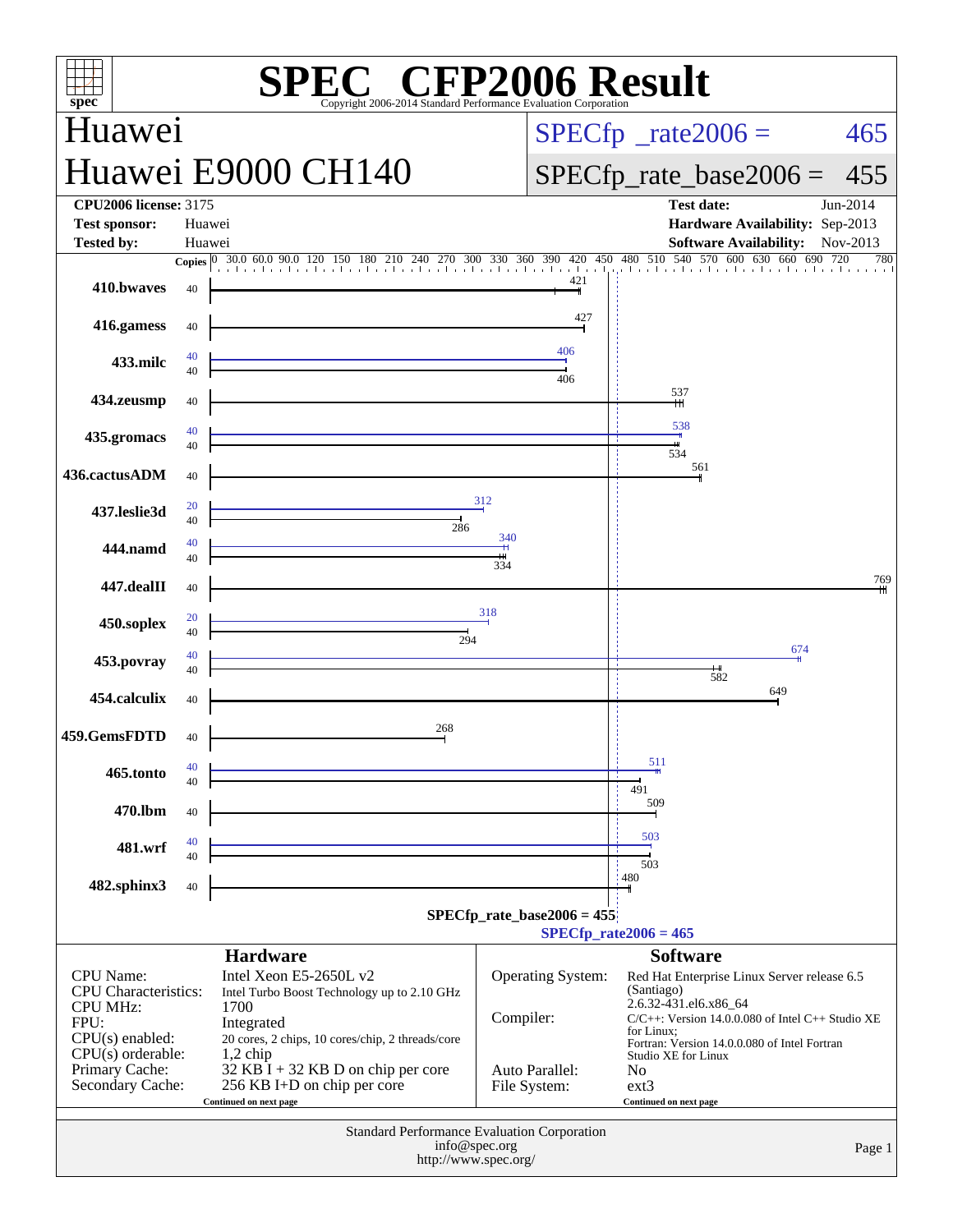# SPEC CFP2006 Result

Copyright 2006-2014 Standard Performance Evaluation Corporation

## Huawei

## Huawei E9000 CH140

SPECfp_rate2006 = 465

SPECfp_rate_base2006 = 455

| | | | |
|---|---|---|---|
| **CPU2006 license:** 3175 | | **Test date:** | Jun-2014 |
| **Test sponsor:** | Huawei | **Hardware Availability:** | Sep-2013 |
| **Tested by:** | Huawei | **Software Availability:** | Nov-2013 |

| Benchmark | Copies (peak) | Peak | Copies (base) | Base |
|---|---|---|---|---|
| 410.bwaves | | | 40 | 421 |
| 416.gamess | | | 40 | 427 |
| 433.milc | 40 | 406 | 40 | 406 |
| 434.zeusmp | | | 40 | 537 |
| 435.gromacs | 40 | 538 | 40 | 534 |
| 436.cactusADM | | | 40 | 561 |
| 437.leslie3d | 20 | 312 | 40 | 286 |
| 444.namd | 40 | 340 | 40 | 334 |
| 447.dealII | | | 40 | 769 |
| 450.soplex | 20 | 318 | 40 | 294 |
| 453.povray | 40 | 674 | 40 | 582 |
| 454.calculix | | | 40 | 649 |
| 459.GemsFDTD | | | 40 | 268 |
| 465.tonto | 40 | 511 | 40 | 491 |
| 470.lbm | | | 40 | 509 |
| 481.wrf | 40 | 503 | 40 | 503 |
| 482.sphinx3 | | | 40 | 480 |

SPECfp_rate_base2006 = 455

SPECfp_rate2006 = 465

## Hardware

| | |
|---|---|
| CPU Name: | Intel Xeon E5-2650L v2 |
| CPU Characteristics: | Intel Turbo Boost Technology up to 2.10 GHz |
| CPU MHz: | 1700 |
| FPU: | Integrated |
| CPU(s) enabled: | 20 cores, 2 chips, 10 cores/chip, 2 threads/core |
| CPU(s) orderable: | 1,2 chip |
| Primary Cache: | 32 KB I + 32 KB D on chip per core |
| Secondary Cache: | 256 KB I+D on chip per core |

Continued on next page

## Software

| | |
|---|---|
| Operating System: | Red Hat Enterprise Linux Server release 6.5 (Santiago) 2.6.32-431.el6.x86_64 |
| Compiler: | C/C++: Version 14.0.0.080 of Intel C++ Studio XE for Linux; Fortran: Version 14.0.0.080 of Intel Fortran Studio XE for Linux |
| Auto Parallel: | No |
| File System: | ext3 |

Continued on next page

Standard Performance Evaluation Corporation
info@spec.org
http://www.spec.org/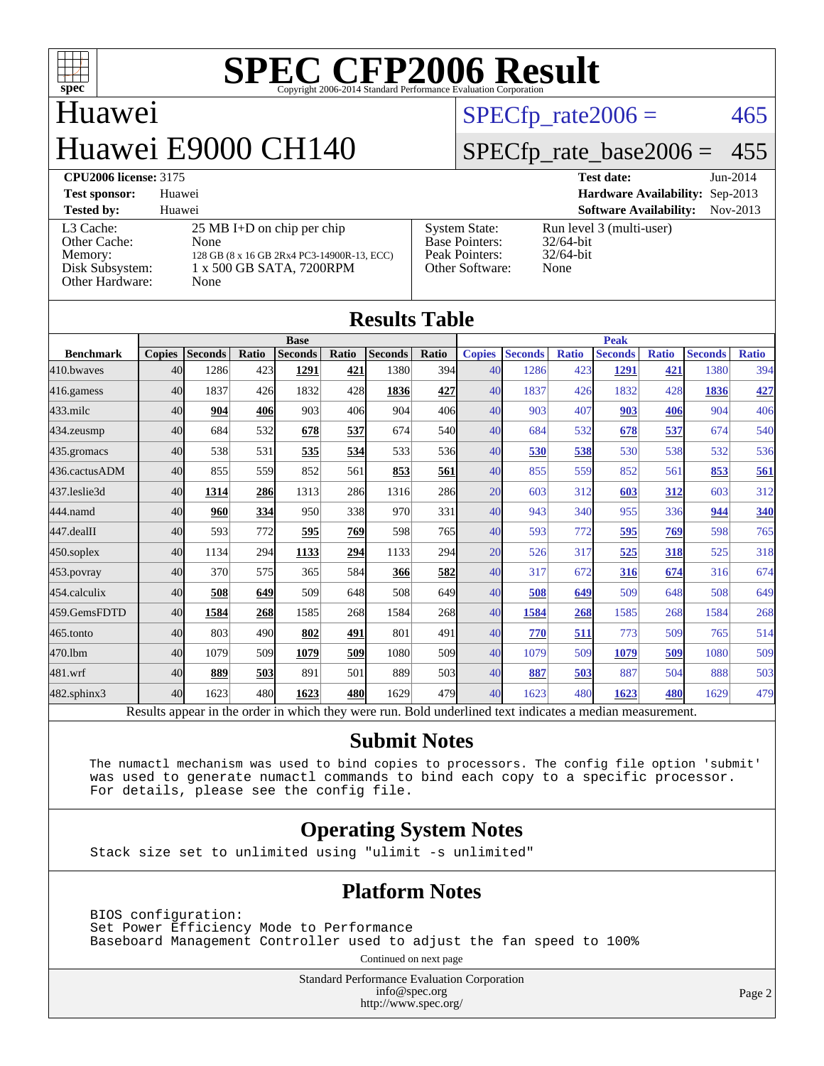# SPEC CFP2006 Result

Copyright 2006-2014 Standard Performance Evaluation Corporation

## Huawei

## Huawei E9000 CH140

SPECfp_rate2006 = 465

SPECfp_rate_base2006 = 455

| | | | |
|---|---|---|---|
| **CPU2006 license:** 3175 | | **Test date:** | Jun-2014 |
| **Test sponsor:** | Huawei | **Hardware Availability:** | Sep-2013 |
| **Tested by:** | Huawei | **Software Availability:** | Nov-2013 |

| | | | |
|---|---|---|---|
| L3 Cache: | 25 MB I+D on chip per chip | System State: | Run level 3 (multi-user) |
| Other Cache: | None | Base Pointers: | 32/64-bit |
| Memory: | 128 GB (8 x 16 GB 2Rx4 PC3-14900R-13, ECC) | Peak Pointers: | 32/64-bit |
| Disk Subsystem: | 1 x 500 GB SATA, 7200RPM | Other Software: | None |
| Other Hardware: | None | | |

## Results Table

| Benchmark | Base | | | | | | | Peak | | | | | | |
|---|---|---|---|---|---|---|---|---|---|---|---|---|---|---|
| | Copies | Seconds | Ratio | Seconds | Ratio | Seconds | Ratio | Copies | Seconds | Ratio | Seconds | Ratio | Seconds | Ratio |
| 410.bwaves | 40 | 1286 | 423 | **1291** | **421** | 1380 | 394 | 40 | 1286 | 423 | **1291** | **421** | 1380 | 394 |
| 416.gamess | 40 | 1837 | 426 | 1832 | 428 | **1836** | **427** | 40 | 1837 | 426 | 1832 | 428 | **1836** | **427** |
| 433.milc | 40 | **904** | **406** | 903 | 406 | 904 | 406 | 40 | 903 | 407 | **903** | **406** | 904 | 406 |
| 434.zeusmp | 40 | 684 | 532 | **678** | **537** | 674 | 540 | 40 | 684 | 532 | **678** | **537** | 674 | 540 |
| 435.gromacs | 40 | 538 | 531 | **535** | **534** | 533 | 536 | 40 | **530** | **538** | 530 | 538 | 532 | 536 |
| 436.cactusADM | 40 | 855 | 559 | 852 | 561 | **853** | **561** | 40 | 855 | 559 | 852 | 561 | **853** | **561** |
| 437.leslie3d | 40 | **1314** | **286** | 1313 | 286 | 1316 | 286 | 20 | 603 | 312 | **603** | **312** | 603 | 312 |
| 444.namd | 40 | **960** | **334** | 950 | 338 | 970 | 331 | 40 | 943 | 340 | 955 | 336 | **944** | **340** |
| 447.dealII | 40 | 593 | 772 | **595** | **769** | 598 | 765 | 40 | 593 | 772 | **595** | **769** | 598 | 765 |
| 450.soplex | 40 | 1134 | 294 | **1133** | **294** | 1133 | 294 | 20 | 526 | 317 | **525** | **318** | 525 | 318 |
| 453.povray | 40 | 370 | 575 | 365 | 584 | **366** | **582** | 40 | 317 | 672 | **316** | **674** | 316 | 674 |
| 454.calculix | 40 | **508** | **649** | 509 | 648 | 508 | 649 | 40 | **508** | **649** | 509 | 648 | 508 | 649 |
| 459.GemsFDTD | 40 | **1584** | **268** | 1585 | 268 | 1584 | 268 | 40 | **1584** | **268** | 1585 | 268 | 1584 | 268 |
| 465.tonto | 40 | 803 | 490 | **802** | **491** | 801 | 491 | 40 | **770** | **511** | 773 | 509 | 765 | 514 |
| 470.lbm | 40 | 1079 | 509 | **1079** | **509** | 1080 | 509 | 40 | 1079 | 509 | **1079** | **509** | 1080 | 509 |
| 481.wrf | 40 | **889** | **503** | 891 | 501 | 889 | 503 | 40 | **887** | **503** | 887 | 504 | 888 | 503 |
| 482.sphinx3 | 40 | 1623 | 480 | **1623** | **480** | 1629 | 479 | 40 | 1623 | 480 | **1623** | **480** | 1629 | 479 |

Results appear in the order in which they were run. Bold underlined text indicates a median measurement.

## Submit Notes

```
The numactl mechanism was used to bind copies to processors. The config file option 'submit'
was used to generate numactl commands to bind each copy to a specific processor.
For details, please see the config file.
```

## Operating System Notes

```
Stack size set to unlimited using "ulimit -s unlimited"
```

## Platform Notes

```
BIOS configuration:
Set Power Efficiency Mode to Performance
Baseboard Management Controller used to adjust the fan speed to 100%
```

Continued on next page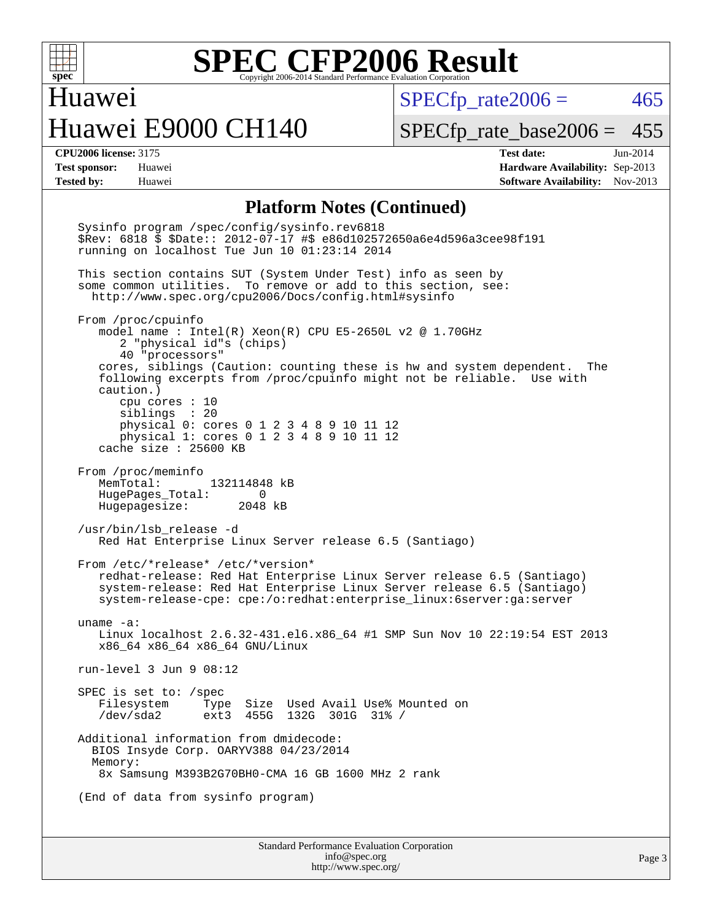## Platform Notes (Continued)

```
Sysinfo program /spec/config/sysinfo.rev6818
$Rev: 6818 $ $Date:: 2012-07-17 #$ e86d102572650a6e4d596a3cee98f191
running on localhost Tue Jun 10 01:23:14 2014

This section contains SUT (System Under Test) info as seen by
some common utilities.  To remove or add to this section, see:
  http://www.spec.org/cpu2006/Docs/config.html#sysinfo

From /proc/cpuinfo
   model name : Intel(R) Xeon(R) CPU E5-2650L v2 @ 1.70GHz
      2 "physical id"s (chips)
      40 "processors"
   cores, siblings (Caution: counting these is hw and system dependent.  The
   following excerpts from /proc/cpuinfo might not be reliable.  Use with
   caution.)
      cpu cores : 10
      siblings  : 20
      physical 0: cores 0 1 2 3 4 8 9 10 11 12
      physical 1: cores 0 1 2 3 4 8 9 10 11 12
   cache size : 25600 KB

From /proc/meminfo
   MemTotal:       132114848 kB
   HugePages_Total:       0
   Hugepagesize:       2048 kB

/usr/bin/lsb_release -d
   Red Hat Enterprise Linux Server release 6.5 (Santiago)

From /etc/*release* /etc/*version*
   redhat-release: Red Hat Enterprise Linux Server release 6.5 (Santiago)
   system-release: Red Hat Enterprise Linux Server release 6.5 (Santiago)
   system-release-cpe: cpe:/o:redhat:enterprise_linux:6server:ga:server

uname -a:
   Linux localhost 2.6.32-431.el6.x86_64 #1 SMP Sun Nov 10 22:19:54 EST 2013
   x86_64 x86_64 x86_64 GNU/Linux

run-level 3 Jun 9 08:12

SPEC is set to: /spec
   Filesystem     Type  Size  Used Avail Use% Mounted on
   /dev/sda2      ext3  455G  132G  301G  31% /

Additional information from dmidecode:
  BIOS Insyde Corp. OARYV388 04/23/2014
  Memory:
   8x Samsung M393B2G70BH0-CMA 16 GB 1600 MHz 2 rank

(End of data from sysinfo program)
```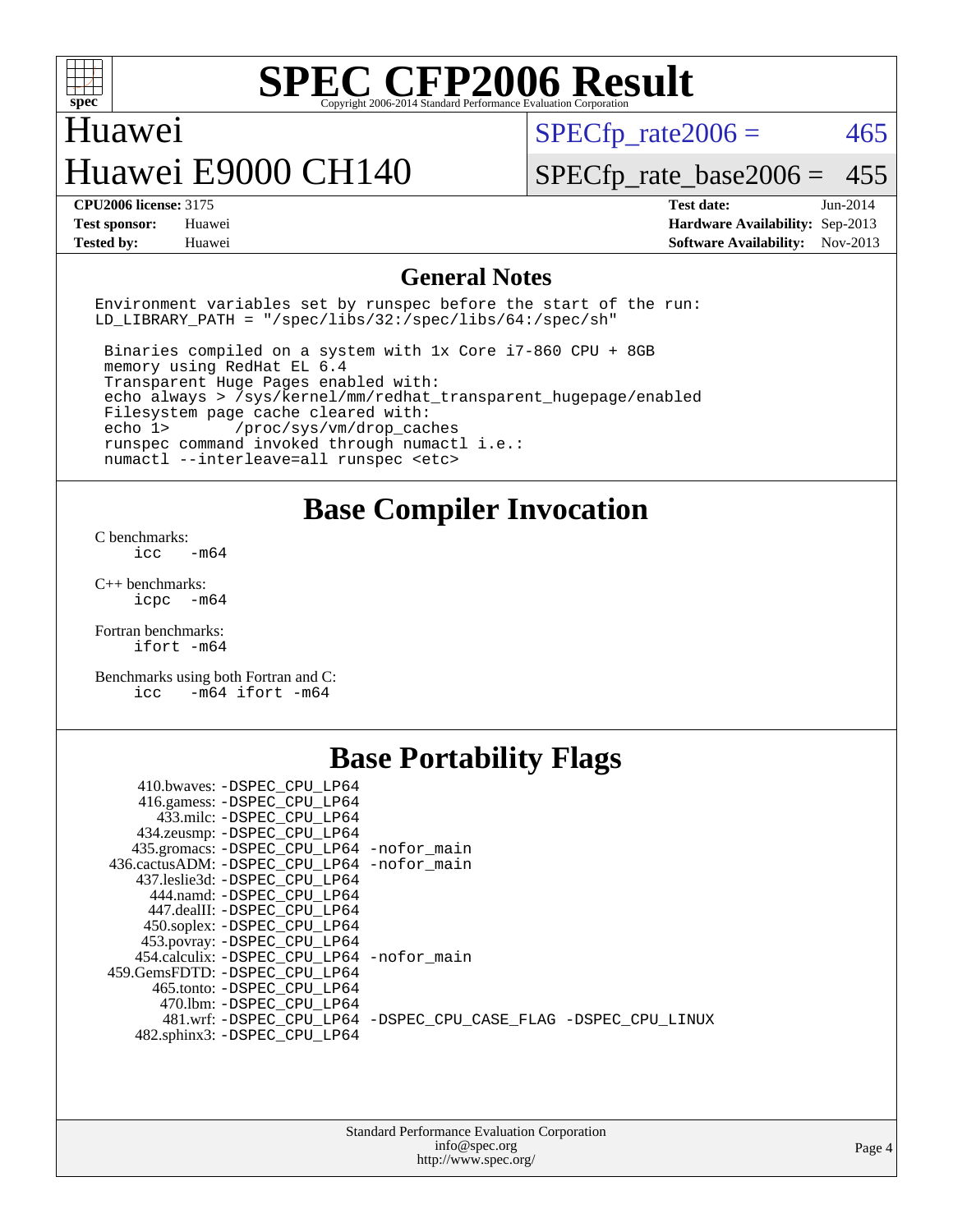# SPEC CFP2006 Result

Copyright 2006-2014 Standard Performance Evaluation Corporation

**Huawei**

**Huawei E9000 CH140**

SPECfp_rate2006 = 465

SPECfp_rate_base2006 = 455

| | | | |
|---|---|---|---|
| **CPU2006 license:** | 3175 | **Test date:** | Jun-2014 |
| **Test sponsor:** | Huawei | **Hardware Availability:** | Sep-2013 |
| **Tested by:** | Huawei | **Software Availability:** | Nov-2013 |

## General Notes

```
Environment variables set by runspec before the start of the run:
LD_LIBRARY_PATH = "/spec/libs/32:/spec/libs/64:/spec/sh"

 Binaries compiled on a system with 1x Core i7-860 CPU + 8GB
 memory using RedHat EL 6.4
 Transparent Huge Pages enabled with:
 echo always > /sys/kernel/mm/redhat_transparent_hugepage/enabled
 Filesystem page cache cleared with:
 echo 1>       /proc/sys/vm/drop_caches
 runspec command invoked through numactl i.e.:
 numactl --interleave=all runspec <etc>
```

## Base Compiler Invocation

C benchmarks:
```
icc   -m64
```

C++ benchmarks:
```
icpc  -m64
```

Fortran benchmarks:
```
ifort -m64
```

Benchmarks using both Fortran and C:
```
icc   -m64 ifort -m64
```

## Base Portability Flags

| Benchmark | Flags |
|---|---|
| 410.bwaves: | -DSPEC_CPU_LP64 |
| 416.gamess: | -DSPEC_CPU_LP64 |
| 433.milc: | -DSPEC_CPU_LP64 |
| 434.zeusmp: | -DSPEC_CPU_LP64 |
| 435.gromacs: | -DSPEC_CPU_LP64 -nofor_main |
| 436.cactusADM: | -DSPEC_CPU_LP64 -nofor_main |
| 437.leslie3d: | -DSPEC_CPU_LP64 |
| 444.namd: | -DSPEC_CPU_LP64 |
| 447.dealII: | -DSPEC_CPU_LP64 |
| 450.soplex: | -DSPEC_CPU_LP64 |
| 453.povray: | -DSPEC_CPU_LP64 |
| 454.calculix: | -DSPEC_CPU_LP64 -nofor_main |
| 459.GemsFDTD: | -DSPEC_CPU_LP64 |
| 465.tonto: | -DSPEC_CPU_LP64 |
| 470.lbm: | -DSPEC_CPU_LP64 |
| 481.wrf: | -DSPEC_CPU_LP64 -DSPEC_CPU_CASE_FLAG -DSPEC_CPU_LINUX |
| 482.sphinx3: | -DSPEC_CPU_LP64 |

Standard Performance Evaluation Corporation
info@spec.org
http://www.spec.org/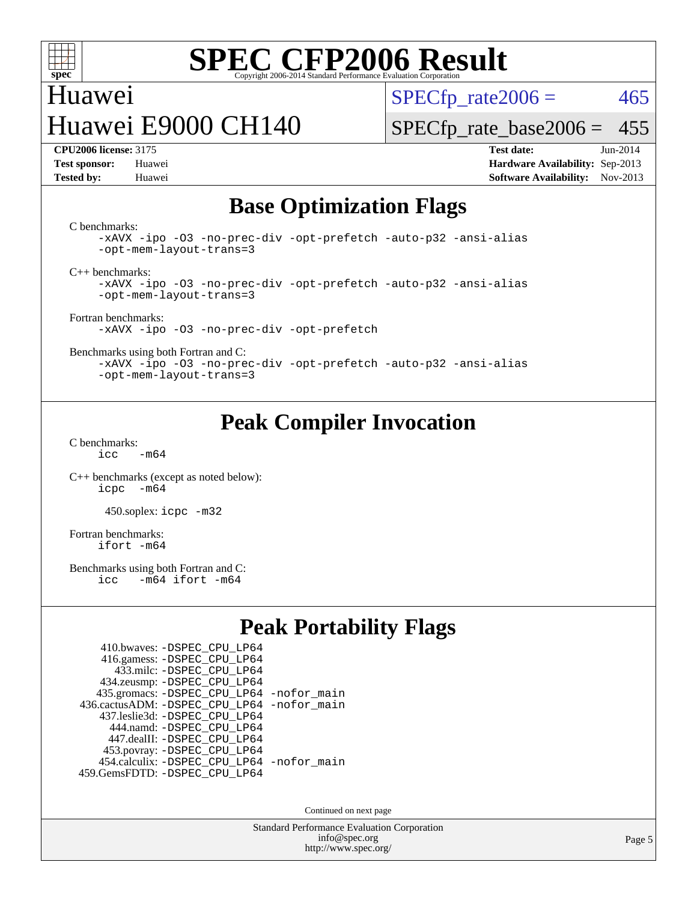# SPEC CFP2006 Result

Copyright 2006-2014 Standard Performance Evaluation Corporation

Huawei

Huawei E9000 CH140

SPECfp_rate2006 = 465

SPECfp_rate_base2006 = 455

**CPU2006 license:** 3175
**Test sponsor:** Huawei
**Tested by:** Huawei

**Test date:** Jun-2014
**Hardware Availability:** Sep-2013
**Software Availability:** Nov-2013

## Base Optimization Flags

C benchmarks:
```
-xAVX -ipo -O3 -no-prec-div -opt-prefetch -auto-p32 -ansi-alias
-opt-mem-layout-trans=3
```

C++ benchmarks:
```
-xAVX -ipo -O3 -no-prec-div -opt-prefetch -auto-p32 -ansi-alias
-opt-mem-layout-trans=3
```

Fortran benchmarks:
```
-xAVX -ipo -O3 -no-prec-div -opt-prefetch
```

Benchmarks using both Fortran and C:
```
-xAVX -ipo -O3 -no-prec-div -opt-prefetch -auto-p32 -ansi-alias
-opt-mem-layout-trans=3
```

## Peak Compiler Invocation

C benchmarks:
```
icc   -m64
```

C++ benchmarks (except as noted below):
```
icpc  -m64
```

450.soplex: `icpc -m32`

Fortran benchmarks:
```
ifort -m64
```

Benchmarks using both Fortran and C:
```
icc   -m64 ifort -m64
```

## Peak Portability Flags

410.bwaves: -DSPEC_CPU_LP64
416.gamess: -DSPEC_CPU_LP64
433.milc: -DSPEC_CPU_LP64
434.zeusmp: -DSPEC_CPU_LP64
435.gromacs: -DSPEC_CPU_LP64 -nofor_main
436.cactusADM: -DSPEC_CPU_LP64 -nofor_main
437.leslie3d: -DSPEC_CPU_LP64
444.namd: -DSPEC_CPU_LP64
447.dealII: -DSPEC_CPU_LP64
453.povray: -DSPEC_CPU_LP64
454.calculix: -DSPEC_CPU_LP64 -nofor_main
459.GemsFDTD: -DSPEC_CPU_LP64

Continued on next page

Standard Performance Evaluation Corporation
info@spec.org
http://www.spec.org/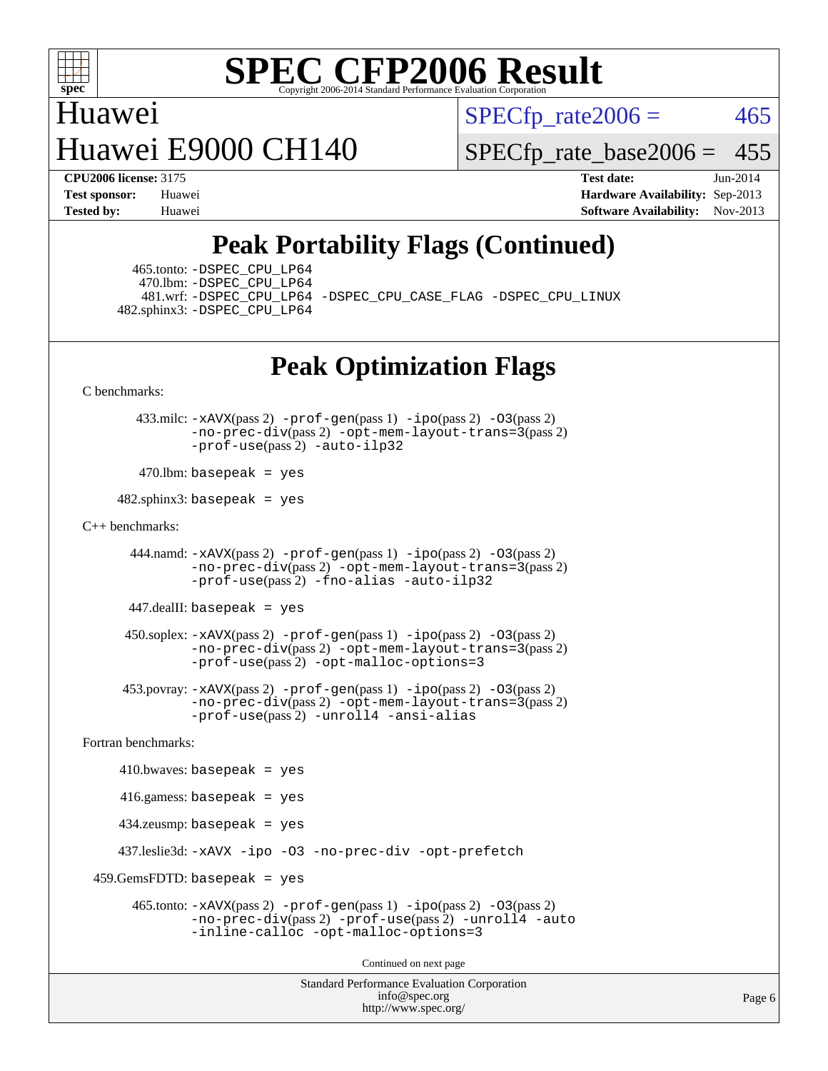# Peak Portability Flags (Continued)

465.tonto: -DSPEC_CPU_LP64
470.lbm: -DSPEC_CPU_LP64
481.wrf: -DSPEC_CPU_LP64 -DSPEC_CPU_CASE_FLAG -DSPEC_CPU_LINUX
482.sphinx3: -DSPEC_CPU_LP64

# Peak Optimization Flags

C benchmarks:

433.milc: -xAVX(pass 2) -prof-gen(pass 1) -ipo(pass 2) -O3(pass 2) -no-prec-div(pass 2) -opt-mem-layout-trans=3(pass 2) -prof-use(pass 2) -auto-ilp32

470.lbm: basepeak = yes

482.sphinx3: basepeak = yes

C++ benchmarks:

444.namd: -xAVX(pass 2) -prof-gen(pass 1) -ipo(pass 2) -O3(pass 2) -no-prec-div(pass 2) -opt-mem-layout-trans=3(pass 2) -prof-use(pass 2) -fno-alias -auto-ilp32

447.dealII: basepeak = yes

450.soplex: -xAVX(pass 2) -prof-gen(pass 1) -ipo(pass 2) -O3(pass 2) -no-prec-div(pass 2) -opt-mem-layout-trans=3(pass 2) -prof-use(pass 2) -opt-malloc-options=3

453.povray: -xAVX(pass 2) -prof-gen(pass 1) -ipo(pass 2) -O3(pass 2) -no-prec-div(pass 2) -opt-mem-layout-trans=3(pass 2) -prof-use(pass 2) -unroll4 -ansi-alias

Fortran benchmarks:

410.bwaves: basepeak = yes

416.gamess: basepeak = yes

434.zeusmp: basepeak = yes

437.leslie3d: -xAVX -ipo -O3 -no-prec-div -opt-prefetch

459.GemsFDTD: basepeak = yes

465.tonto: -xAVX(pass 2) -prof-gen(pass 1) -ipo(pass 2) -O3(pass 2) -no-prec-div(pass 2) -prof-use(pass 2) -unroll4 -auto -inline-calloc -opt-malloc-options=3

Continued on next page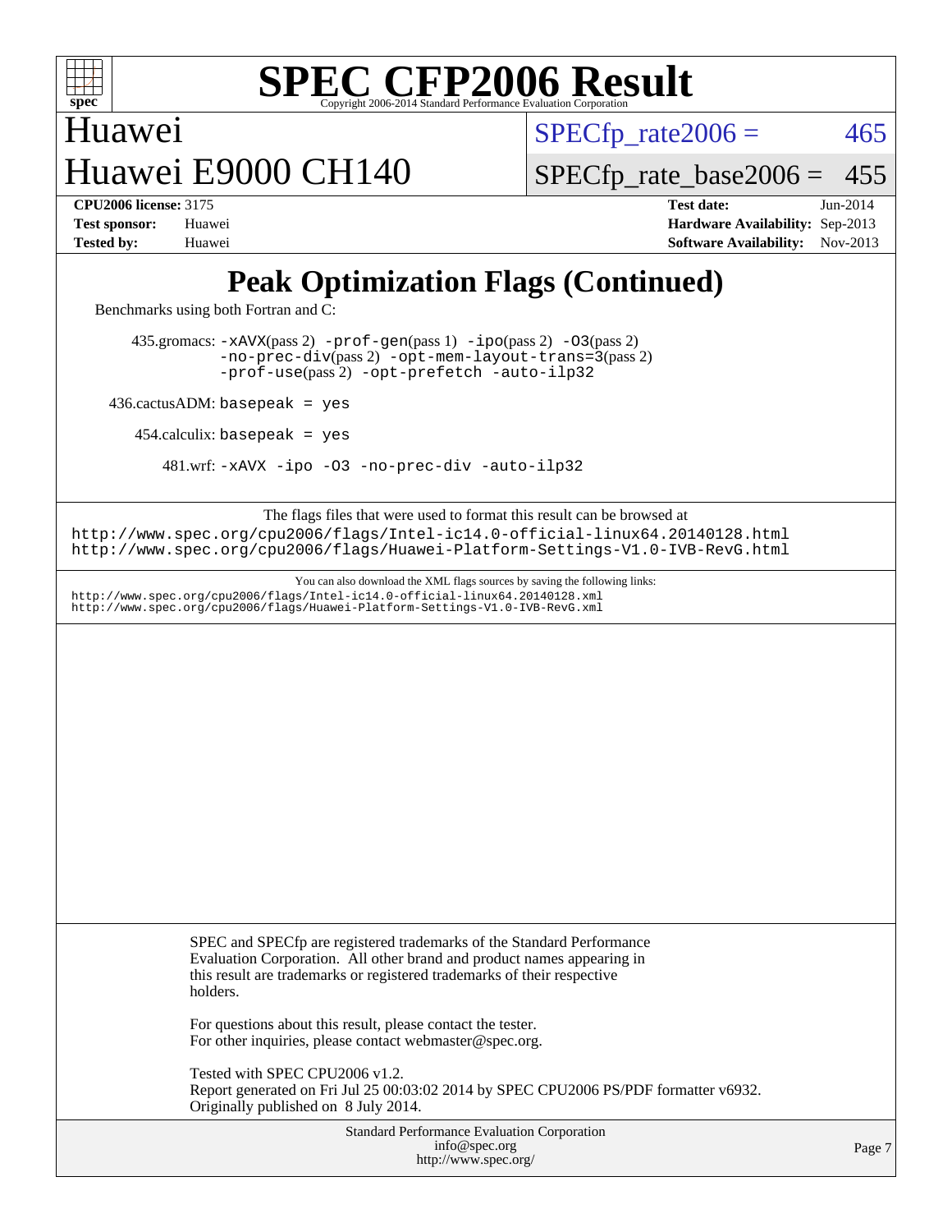# Peak Optimization Flags (Continued)

Benchmarks using both Fortran and C:

435.gromacs: -xAVX(pass 2) -prof-gen(pass 1) -ipo(pass 2) -O3(pass 2) -no-prec-div(pass 2) -opt-mem-layout-trans=3(pass 2) -prof-use(pass 2) -opt-prefetch -auto-ilp32

436.cactusADM: basepeak = yes

454.calculix: basepeak = yes

481.wrf: -xAVX -ipo -O3 -no-prec-div -auto-ilp32

The flags files that were used to format this result can be browsed at
http://www.spec.org/cpu2006/flags/Intel-ic14.0-official-linux64.20140128.html
http://www.spec.org/cpu2006/flags/Huawei-Platform-Settings-V1.0-IVB-RevG.html

You can also download the XML flags sources by saving the following links:
http://www.spec.org/cpu2006/flags/Intel-ic14.0-official-linux64.20140128.xml
http://www.spec.org/cpu2006/flags/Huawei-Platform-Settings-V1.0-IVB-RevG.xml

SPEC and SPECfp are registered trademarks of the Standard Performance Evaluation Corporation. All other brand and product names appearing in this result are trademarks or registered trademarks of their respective holders.

For questions about this result, please contact the tester.
For other inquiries, please contact webmaster@spec.org.

Tested with SPEC CPU2006 v1.2.
Report generated on Fri Jul 25 00:03:02 2014 by SPEC CPU2006 PS/PDF formatter v6932.
Originally published on 8 July 2014.